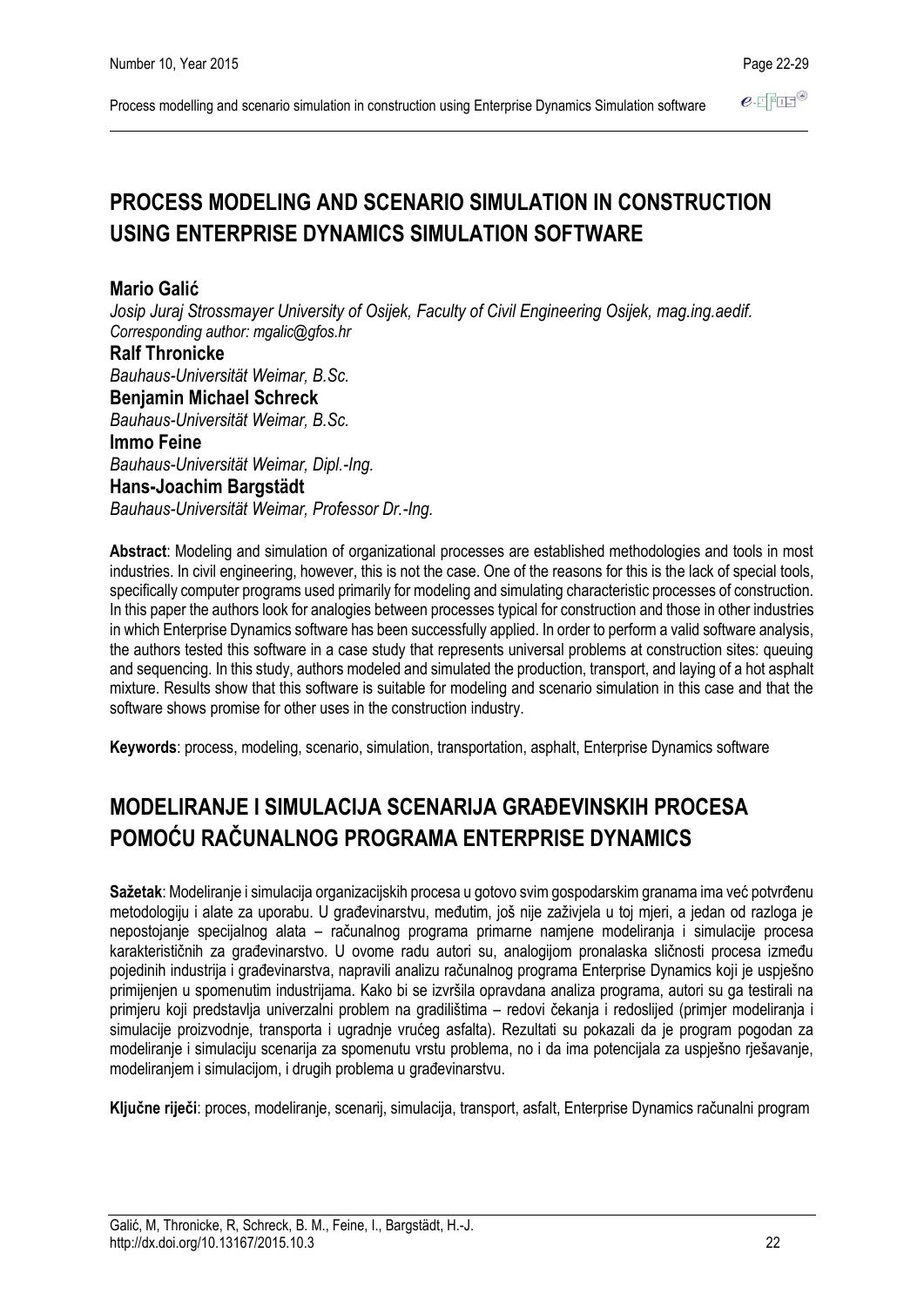# PROCESS MODELING AND SCENARIO SIMULATION IN CONSTRUCTION USING ENTERPRISE DYNAMICS SIMULATION SOFTWARE

**Mario Galić**
*Josip Juraj Strossmayer University of Osijek, Faculty of Civil Engineering Osijek, mag.ing.aedif.*
*Corresponding author: mgalic@gfos.hr*

**Ralf Thronicke**
*Bauhaus-Universität Weimar, B.Sc.*

**Benjamin Michael Schreck**
*Bauhaus-Universität Weimar, B.Sc.*

**Immo Feine**
*Bauhaus-Universität Weimar, Dipl.-Ing.*

**Hans-Joachim Bargstädt**
*Bauhaus-Universität Weimar, Professor Dr.-Ing.*

**Abstract**: Modeling and simulation of organizational processes are established methodologies and tools in most industries. In civil engineering, however, this is not the case. One of the reasons for this is the lack of special tools, specifically computer programs used primarily for modeling and simulating characteristic processes of construction. In this paper the authors look for analogies between processes typical for construction and those in other industries in which Enterprise Dynamics software has been successfully applied. In order to perform a valid software analysis, the authors tested this software in a case study that represents universal problems at construction sites: queuing and sequencing. In this study, authors modeled and simulated the production, transport, and laying of a hot asphalt mixture. Results show that this software is suitable for modeling and scenario simulation in this case and that the software shows promise for other uses in the construction industry.

**Keywords**: process, modeling, scenario, simulation, transportation, asphalt, Enterprise Dynamics software

# MODELIRANJE I SIMULACIJA SCENARIJA GRAĐEVINSKIH PROCESA POMOĆU RAČUNALNOG PROGRAMA ENTERPRISE DYNAMICS

**Sažetak**: Modeliranje i simulacija organizacijskih procesa u gotovo svim gospodarskim granama ima već potvrđenu metodologiju i alate za uporabu. U građevinarstvu, međutim, još nije zaživjela u toj mjeri, a jedan od razloga je nepostojanje specijalnog alata – računalnog programa primarne namjene modeliranja i simulacije procesa karakterističnih za građevinarstvo. U ovome radu autori su, analogijom pronalaska sličnosti procesa između pojedinih industrija i građevinarstva, napravili analizu računalnog programa Enterprise Dynamics koji je uspješno primijenjen u spomenutim industrijama. Kako bi se izvršila opravdana analiza programa, autori su ga testirali na primjeru koji predstavlja univerzalni problem na gradilištima – redovi čekanja i redoslijed (primjer modeliranja i simulacije proizvodnje, transporta i ugradnje vrućeg asfalta). Rezultati su pokazali da je program pogodan za modeliranje i simulaciju scenarija za spomenutu vrstu problema, no i da ima potencijala za uspješno rješavanje, modeliranjem i simulacijom, i drugih problema u građevinarstvu.

**Ključne riječi**: proces, modeliranje, scenarij, simulacija, transport, asfalt, Enterprise Dynamics računalni program

Galić, M, Thronicke, R, Schreck, B. M., Feine, I., Bargstädt, H.-J.
http://dx.doi.org/10.13167/2015.10.3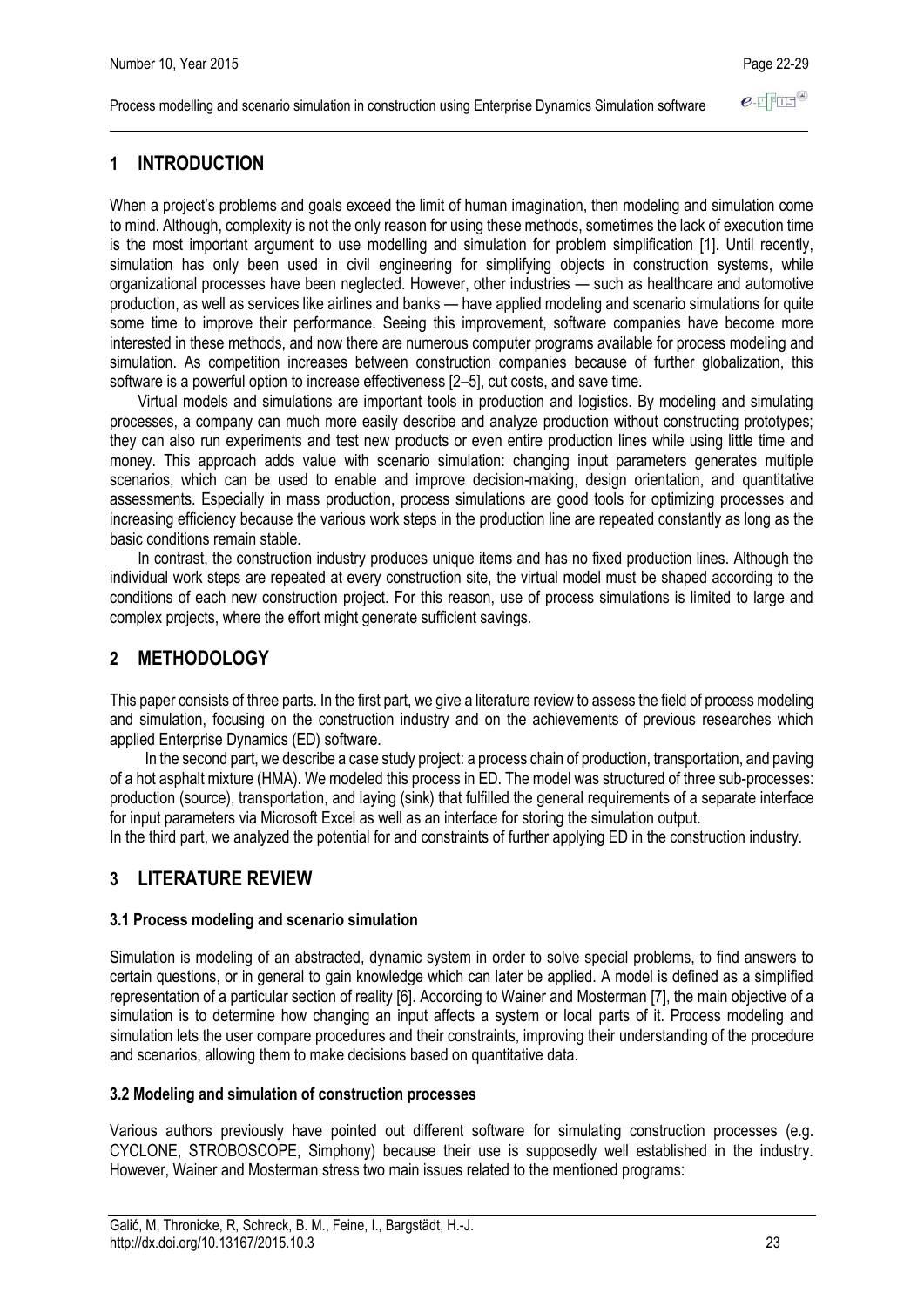# 1 INTRODUCTION

When a project's problems and goals exceed the limit of human imagination, then modeling and simulation come to mind. Although, complexity is not the only reason for using these methods, sometimes the lack of execution time is the most important argument to use modelling and simulation for problem simplification [1]. Until recently, simulation has only been used in civil engineering for simplifying objects in construction systems, while organizational processes have been neglected. However, other industries — such as healthcare and automotive production, as well as services like airlines and banks — have applied modeling and scenario simulations for quite some time to improve their performance. Seeing this improvement, software companies have become more interested in these methods, and now there are numerous computer programs available for process modeling and simulation. As competition increases between construction companies because of further globalization, this software is a powerful option to increase effectiveness [2–5], cut costs, and save time.

Virtual models and simulations are important tools in production and logistics. By modeling and simulating processes, a company can much more easily describe and analyze production without constructing prototypes; they can also run experiments and test new products or even entire production lines while using little time and money. This approach adds value with scenario simulation: changing input parameters generates multiple scenarios, which can be used to enable and improve decision-making, design orientation, and quantitative assessments. Especially in mass production, process simulations are good tools for optimizing processes and increasing efficiency because the various work steps in the production line are repeated constantly as long as the basic conditions remain stable.

In contrast, the construction industry produces unique items and has no fixed production lines. Although the individual work steps are repeated at every construction site, the virtual model must be shaped according to the conditions of each new construction project. For this reason, use of process simulations is limited to large and complex projects, where the effort might generate sufficient savings.

# 2 METHODOLOGY

This paper consists of three parts. In the first part, we give a literature review to assess the field of process modeling and simulation, focusing on the construction industry and on the achievements of previous researches which applied Enterprise Dynamics (ED) software.

In the second part, we describe a case study project: a process chain of production, transportation, and paving of a hot asphalt mixture (HMA). We modeled this process in ED. The model was structured of three sub-processes: production (source), transportation, and laying (sink) that fulfilled the general requirements of a separate interface for input parameters via Microsoft Excel as well as an interface for storing the simulation output.

In the third part, we analyzed the potential for and constraints of further applying ED in the construction industry.

# 3 LITERATURE REVIEW

### 3.1 Process modeling and scenario simulation

Simulation is modeling of an abstracted, dynamic system in order to solve special problems, to find answers to certain questions, or in general to gain knowledge which can later be applied. A model is defined as a simplified representation of a particular section of reality [6]. According to Wainer and Mosterman [7], the main objective of a simulation is to determine how changing an input affects a system or local parts of it. Process modeling and simulation lets the user compare procedures and their constraints, improving their understanding of the procedure and scenarios, allowing them to make decisions based on quantitative data.

### 3.2 Modeling and simulation of construction processes

Various authors previously have pointed out different software for simulating construction processes (e.g. CYCLONE, STROBOSCOPE, Simphony) because their use is supposedly well established in the industry. However, Wainer and Mosterman stress two main issues related to the mentioned programs: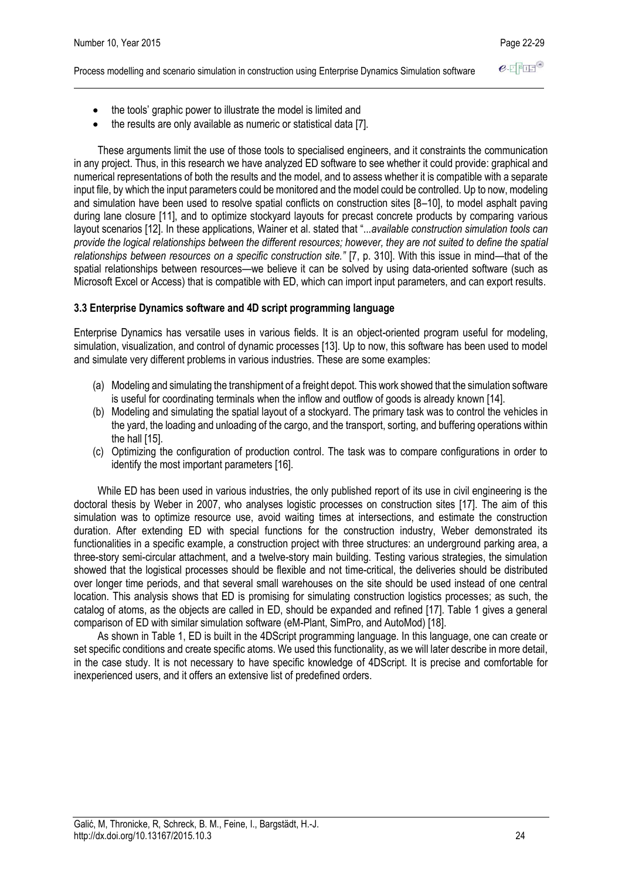- the tools' graphic power to illustrate the model is limited and
- the results are only available as numeric or statistical data [7].

These arguments limit the use of those tools to specialised engineers, and it constraints the communication in any project. Thus, in this research we have analyzed ED software to see whether it could provide: graphical and numerical representations of both the results and the model, and to assess whether it is compatible with a separate input file, by which the input parameters could be monitored and the model could be controlled. Up to now, modeling and simulation have been used to resolve spatial conflicts on construction sites [8–10], to model asphalt paving during lane closure [11], and to optimize stockyard layouts for precast concrete products by comparing various layout scenarios [12]. In these applications, Wainer et al. stated that "...*available construction simulation tools can provide the logical relationships between the different resources; however, they are not suited to define the spatial relationships between resources on a specific construction site."* [7, p. 310]. With this issue in mind—that of the spatial relationships between resources—we believe it can be solved by using data-oriented software (such as Microsoft Excel or Access) that is compatible with ED, which can import input parameters, and can export results.

### 3.3 Enterprise Dynamics software and 4D script programming language

Enterprise Dynamics has versatile uses in various fields. It is an object-oriented program useful for modeling, simulation, visualization, and control of dynamic processes [13]. Up to now, this software has been used to model and simulate very different problems in various industries. These are some examples:

(a) Modeling and simulating the transhipment of a freight depot. This work showed that the simulation software is useful for coordinating terminals when the inflow and outflow of goods is already known [14].
(b) Modeling and simulating the spatial layout of a stockyard. The primary task was to control the vehicles in the yard, the loading and unloading of the cargo, and the transport, sorting, and buffering operations within the hall [15].
(c) Optimizing the configuration of production control. The task was to compare configurations in order to identify the most important parameters [16].

While ED has been used in various industries, the only published report of its use in civil engineering is the doctoral thesis by Weber in 2007, who analyses logistic processes on construction sites [17]. The aim of this simulation was to optimize resource use, avoid waiting times at intersections, and estimate the construction duration. After extending ED with special functions for the construction industry, Weber demonstrated its functionalities in a specific example, a construction project with three structures: an underground parking area, a three-story semi-circular attachment, and a twelve-story main building. Testing various strategies, the simulation showed that the logistical processes should be flexible and not time-critical, the deliveries should be distributed over longer time periods, and that several small warehouses on the site should be used instead of one central location. This analysis shows that ED is promising for simulating construction logistics processes; as such, the catalog of atoms, as the objects are called in ED, should be expanded and refined [17]. Table 1 gives a general comparison of ED with similar simulation software (eM-Plant, SimPro, and AutoMod) [18].

As shown in Table 1, ED is built in the 4DScript programming language. In this language, one can create or set specific conditions and create specific atoms. We used this functionality, as we will later describe in more detail, in the case study. It is not necessary to have specific knowledge of 4DScript. It is precise and comfortable for inexperienced users, and it offers an extensive list of predefined orders.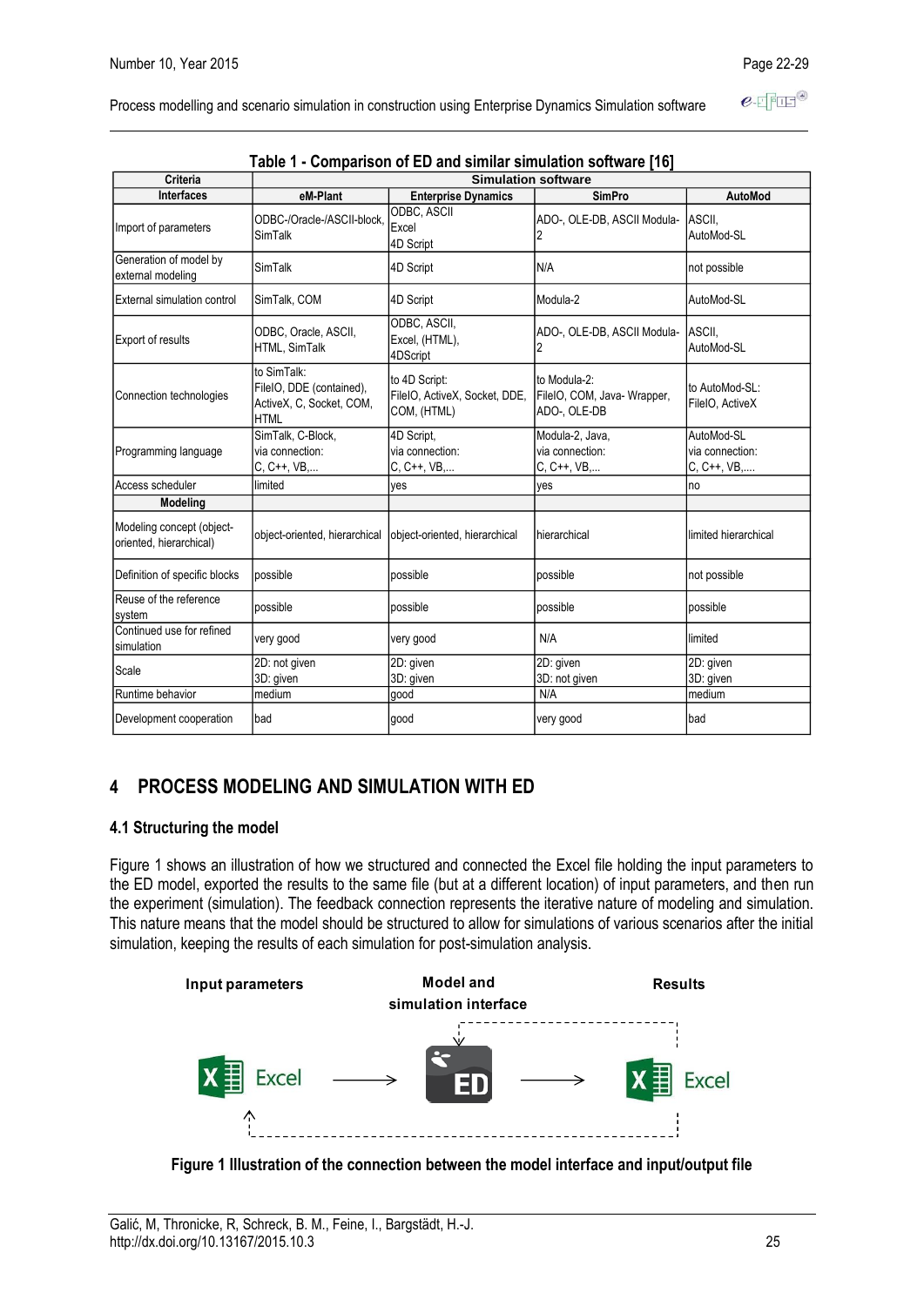**Table 1 - Comparison of ED and similar simulation software [16]**

| Criteria | Simulation software | | | |
|---|---|---|---|---|
| **Interfaces** | **eM-Plant** | **Enterprise Dynamics** | **SimPro** | **AutoMod** |
| Import of parameters | ODBC-/Oracle-/ASCII-block, SimTalk | ODBC, ASCII Excel 4D Script | ADO-, OLE-DB, ASCII Modula-2 | ASCII, AutoMod-SL |
| Generation of model by external modeling | SimTalk | 4D Script | N/A | not possible |
| External simulation control | SimTalk, COM | 4D Script | Modula-2 | AutoMod-SL |
| Export of results | ODBC, Oracle, ASCII, HTML, SimTalk | ODBC, ASCII, Excel, (HTML), 4DScript | ADO-, OLE-DB, ASCII Modula-2 | ASCII, AutoMod-SL |
| Connection technologies | to SimTalk: FileIO, DDE (contained), ActiveX, C, Socket, COM, HTML | to 4D Script: FileIO, ActiveX, Socket, DDE, COM, (HTML) | to Modula-2: FileIO, COM, Java- Wrapper, ADO-, OLE-DB | to AutoMod-SL: FileIO, ActiveX |
| Programming language | SimTalk, C-Block, via connection: C, C++, VB,... | 4D Script, via connection: C, C++, VB,... | Modula-2, Java, via connection: C, C++, VB,... | AutoMod-SL via connection: C, C++, VB,.... |
| Access scheduler | limited | yes | yes | no |
| **Modeling** | | | | |
| Modeling concept (object-oriented, hierarchical) | object-oriented, hierarchical | object-oriented, hierarchical | hierarchical | limited hierarchical |
| Definition of specific blocks | possible | possible | possible | not possible |
| Reuse of the reference system | possible | possible | possible | possible |
| Continued use for refined simulation | very good | very good | N/A | limited |
| Scale | 2D: not given 3D: given | 2D: given 3D: given | 2D: given 3D: not given | 2D: given 3D: given |
| Runtime behavior | medium | good | N/A | medium |
| Development cooperation | bad | good | very good | bad |

## 4 PROCESS MODELING AND SIMULATION WITH ED

### 4.1 Structuring the model

Figure 1 shows an illustration of how we structured and connected the Excel file holding the input parameters to the ED model, exported the results to the same file (but at a different location) of input parameters, and then run the experiment (simulation). The feedback connection represents the iterative nature of modeling and simulation. This nature means that the model should be structured to allow for simulations of various scenarios after the initial simulation, keeping the results of each simulation for post-simulation analysis.

Input parameters — Model and simulation interface — Results

Excel → ED → Excel

**Figure 1 Illustration of the connection between the model interface and input/output file**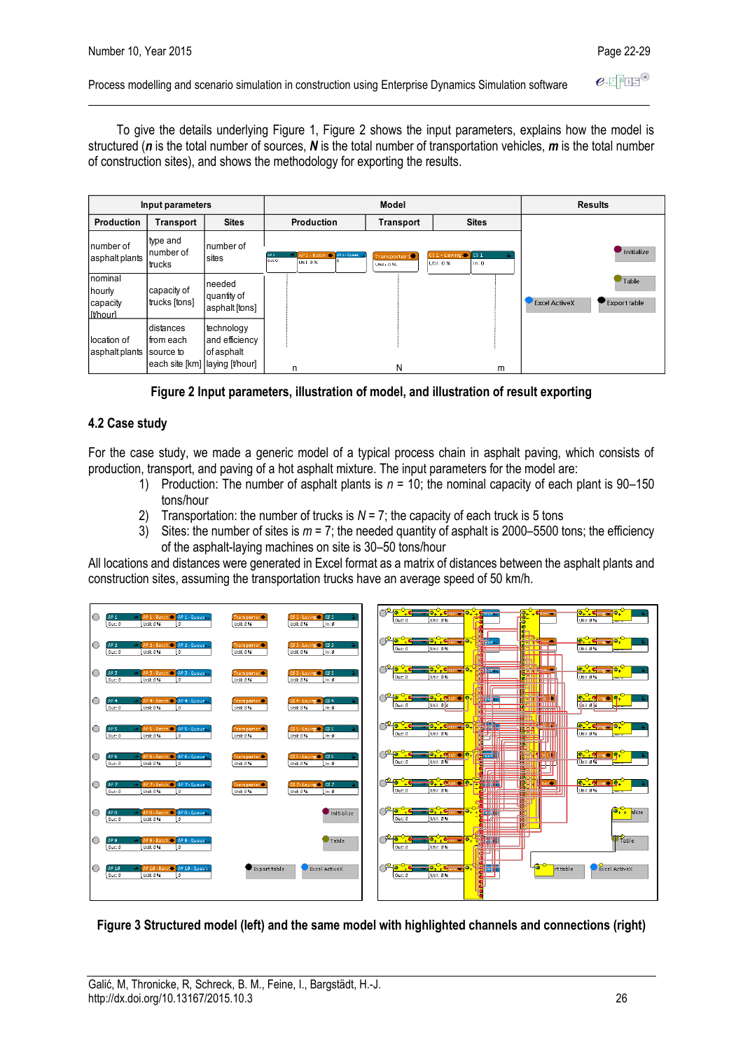To give the details underlying Figure 1, Figure 2 shows the input parameters, explains how the model is structured (***n*** is the total number of sources, ***N*** is the total number of transportation vehicles, ***m*** is the total number of construction sites), and shows the methodology for exporting the results.

| Input parameters | | | Model | | | Results |
|---|---|---|---|---|---|---|
| **Production** | **Transport** | **Sites** | **Production** | **Transport** | **Sites** | |
| number of asphalt plants | type and number of trucks | number of sites | | | | Initialize |
| nominal hourly capacity [t/hour] | capacity of trucks [tons] | needed quantity of asphalt [tons] | | | | Table; Excel ActiveX; Export table |
| location of asphalt plants | distances from each source to each site [km] | technology and efficiency of asphalt laying [t/hour] | n | N | m | |

**Figure 2 Input parameters, illustration of model, and illustration of result exporting**

## 4.2 Case study

For the case study, we made a generic model of a typical process chain in asphalt paving, which consists of production, transport, and paving of a hot asphalt mixture. The input parameters for the model are:

1) Production: The number of asphalt plants is $n$ = 10; the nominal capacity of each plant is 90–150 tons/hour
2) Transportation: the number of trucks is $N$ = 7; the capacity of each truck is 5 tons
3) Sites: the number of sites is $m$ = 7; the needed quantity of asphalt is 2000–5500 tons; the efficiency of the asphalt-laying machines on site is 30–50 tons/hour

All locations and distances were generated in Excel format as a matrix of distances between the asphalt plants and construction sites, assuming the transportation trucks have an average speed of 50 km/h.

**Figure 3 Structured model (left) and the same model with highlighted channels and connections (right)**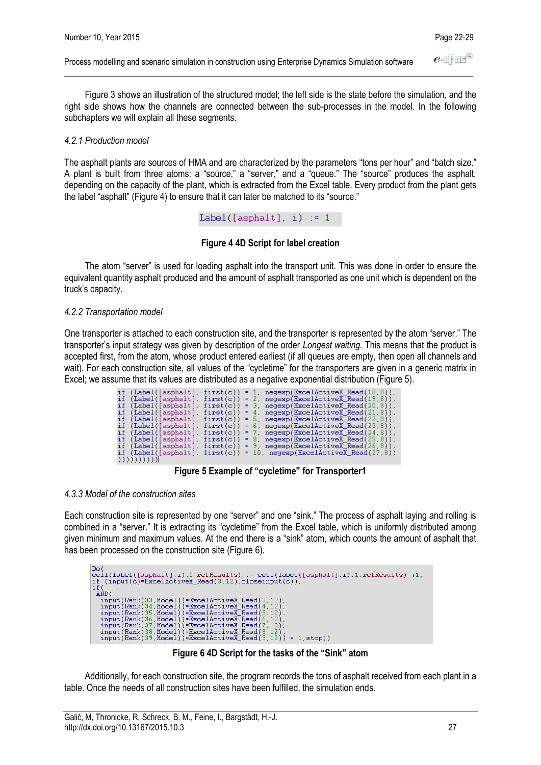Figure 3 shows an illustration of the structured model; the left side is the state before the simulation, and the right side shows how the channels are connected between the sub-processes in the model. In the following subchapters we will explain all these segments.

### *4.2.1 Production model*

The asphalt plants are sources of HMA and are characterized by the parameters "tons per hour" and "batch size." A plant is built from three atoms: a "source," a "server," and a "queue." The "source" produces the asphalt, depending on the capacity of the plant, which is extracted from the Excel table. Every product from the plant gets the label "asphalt" (Figure 4) to ensure that it can later be matched to its "source."

```
Label([asphalt], i) := 1
```

**Figure 4 4D Script for label creation**

The atom "server" is used for loading asphalt into the transport unit. This was done in order to ensure the equivalent quantity asphalt produced and the amount of asphalt transported as one unit which is dependent on the truck's capacity.

### *4.2.2 Transportation model*

One transporter is attached to each construction site, and the transporter is represented by the atom "server." The transporter's input strategy was given by description of the order *Longest waiting*. This means that the product is accepted first, from the atom, whose product entered earliest (if all queues are empty, then open all channels and wait). For each construction site, all values of the "cycletime" for the transporters are given in a generic matrix in Excel; we assume that its values are distributed as a negative exponential distribution (Figure 5).

```
if (Label([asphalt], first(c)) = 1, negexp(ExcelActiveX_Read(18,8)),
if (Label([asphalt], first(c)) = 2, negexp(ExcelActiveX_Read(19,8)),
if (Label([asphalt], first(c)) = 3, negexp(ExcelActiveX_Read(20,8)),
if (Label([asphalt], first(c)) = 4, negexp(ExcelActiveX_Read(21,8)),
if (Label([asphalt], first(c)) = 5, negexp(ExcelActiveX_Read(22,8)),
if (Label([asphalt], first(c)) = 6, negexp(ExcelActiveX_Read(23,8)),
if (Label([asphalt], first(c)) = 7, negexp(ExcelActiveX_Read(24,8)),
if (Label([asphalt], first(c)) = 8, negexp(ExcelActiveX_Read(25,8)),
if (Label([asphalt], first(c)) = 9, negexp(ExcelActiveX_Read(26,8)),
if (Label([asphalt], first(c)) = 10, negexp(ExcelActiveX_Read(27,8))
))))))))))
```

**Figure 5 Example of "cycletime" for Transporter1**

### *4.3.3 Model of the construction sites*

Each construction site is represented by one "server" and one "sink." The process of asphalt laying and rolling is combined in a "server." It is extracting its "cycletime" from the Excel table, which is uniformly distributed among given minimum and maximum values. At the end there is a "sink" atom, which counts the amount of asphalt that has been processed on the construction site (Figure 6).

```
Do(
cell(label([asphalt],i),1,refResults) := cell(label([asphalt],i),1,refResults) +1,
if (input(c)=ExcelActiveX_Read(3,12),closeinput(c)),
if(
 AND(
  input(Rank(33,Model))=ExcelActiveX_Read(3,12),
  input(Rank(34,Model))=ExcelActiveX_Read(4,12),
  input(Rank(35,Model))=ExcelActiveX_Read(5,12),
  input(Rank(36,Model))=ExcelActiveX_Read(6,12),
  input(Rank(37,Model))=ExcelActiveX_Read(7,12),
  input(Rank(38,Model))=ExcelActiveX_Read(8,12),
  input(Rank(39,Model))=ExcelActiveX_Read(9,12)) = 1,stop))
```

**Figure 6 4D Script for the tasks of the "Sink" atom**

Additionally, for each construction site, the program records the tons of asphalt received from each plant in a table. Once the needs of all construction sites have been fulfilled, the simulation ends.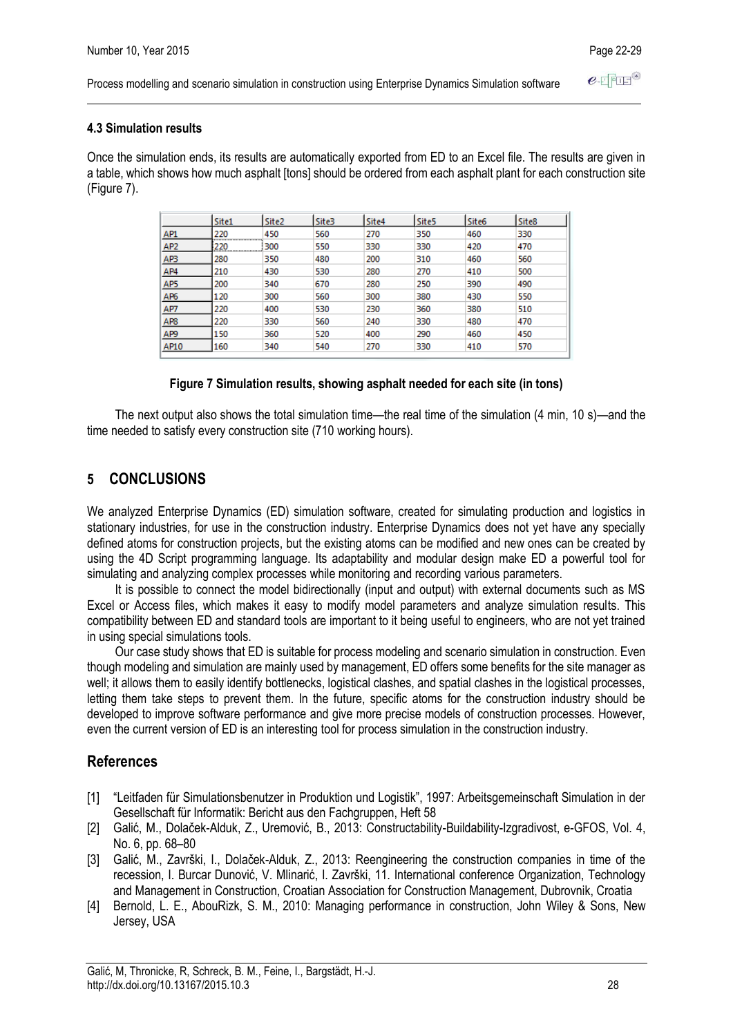### 4.3 Simulation results

Once the simulation ends, its results are automatically exported from ED to an Excel file. The results are given in a table, which shows how much asphalt [tons] should be ordered from each asphalt plant for each construction site (Figure 7).

| | Site1 | Site2 | Site3 | Site4 | Site5 | Site6 | Site8 |
|---|---|---|---|---|---|---|---|
| AP1 | 220 | 450 | 560 | 270 | 350 | 460 | 330 |
| AP2 | 220 | 300 | 550 | 330 | 330 | 420 | 470 |
| AP3 | 280 | 350 | 480 | 200 | 310 | 460 | 560 |
| AP4 | 210 | 430 | 530 | 280 | 270 | 410 | 500 |
| AP5 | 200 | 340 | 670 | 280 | 250 | 390 | 490 |
| AP6 | 120 | 300 | 560 | 300 | 380 | 430 | 550 |
| AP7 | 220 | 400 | 530 | 230 | 360 | 380 | 510 |
| AP8 | 220 | 330 | 560 | 240 | 330 | 480 | 470 |
| AP9 | 150 | 360 | 520 | 400 | 290 | 460 | 450 |
| AP10 | 160 | 340 | 540 | 270 | 330 | 410 | 570 |

**Figure 7 Simulation results, showing asphalt needed for each site (in tons)**

The next output also shows the total simulation time—the real time of the simulation (4 min, 10 s)—and the time needed to satisfy every construction site (710 working hours).

## 5 CONCLUSIONS

We analyzed Enterprise Dynamics (ED) simulation software, created for simulating production and logistics in stationary industries, for use in the construction industry. Enterprise Dynamics does not yet have any specially defined atoms for construction projects, but the existing atoms can be modified and new ones can be created by using the 4D Script programming language. Its adaptability and modular design make ED a powerful tool for simulating and analyzing complex processes while monitoring and recording various parameters.

It is possible to connect the model bidirectionally (input and output) with external documents such as MS Excel or Access files, which makes it easy to modify model parameters and analyze simulation results. This compatibility between ED and standard tools are important to it being useful to engineers, who are not yet trained in using special simulations tools.

Our case study shows that ED is suitable for process modeling and scenario simulation in construction. Even though modeling and simulation are mainly used by management, ED offers some benefits for the site manager as well; it allows them to easily identify bottlenecks, logistical clashes, and spatial clashes in the logistical processes, letting them take steps to prevent them. In the future, specific atoms for the construction industry should be developed to improve software performance and give more precise models of construction processes. However, even the current version of ED is an interesting tool for process simulation in the construction industry.

## References

[1] "Leitfaden für Simulationsbenutzer in Produktion und Logistik", 1997: Arbeitsgemeinschaft Simulation in der Gesellschaft für Informatik: Bericht aus den Fachgruppen, Heft 58

[2] Galić, M., Dolaček-Alduk, Z., Uremović, B., 2013: Constructability-Buildability-Izgradivost, e-GFOS, Vol. 4, No. 6, pp. 68–80

[3] Galić, M., Završki, I., Dolaček-Alduk, Z., 2013: Reengineering the construction companies in time of the recession, I. Burcar Dunović, V. Mlinarić, I. Završki, 11. International conference Organization, Technology and Management in Construction, Croatian Association for Construction Management, Dubrovnik, Croatia

[4] Bernold, L. E., AbouRizk, S. M., 2010: Managing performance in construction, John Wiley & Sons, New Jersey, USA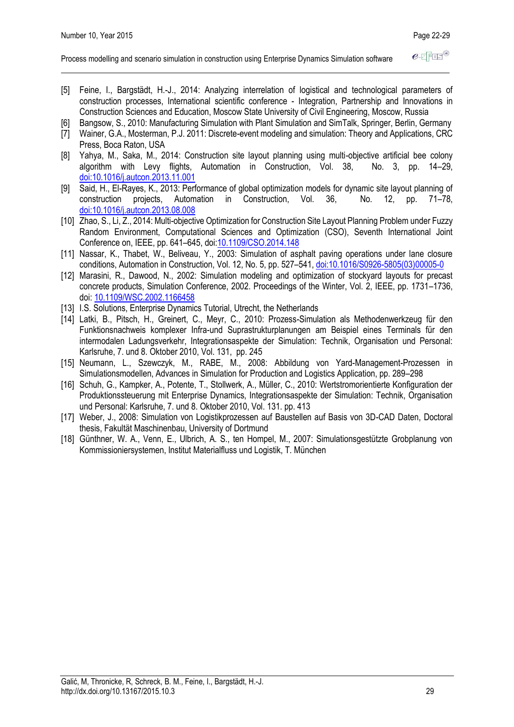[5] Feine, I., Bargstädt, H.-J., 2014: Analyzing interrelation of logistical and technological parameters of construction processes, International scientific conference - Integration, Partnership and Innovations in Construction Sciences and Education, Moscow State University of Civil Engineering, Moscow, Russia

[6] Bangsow, S., 2010: Manufacturing Simulation with Plant Simulation and SimTalk, Springer, Berlin, Germany

[7] Wainer, G.A., Mosterman, P.J. 2011: Discrete-event modeling and simulation: Theory and Applications, CRC Press, Boca Raton, USA

[8] Yahya, M., Saka, M., 2014: Construction site layout planning using multi-objective artificial bee colony algorithm with Levy flights, Automation in Construction, Vol. 38, No. 3, pp. 14–29, doi:10.1016/j.autcon.2013.11.001

[9] Said, H., El-Rayes, K., 2013: Performance of global optimization models for dynamic site layout planning of construction projects, Automation in Construction, Vol. 36, No. 12, pp. 71–78, doi:10.1016/j.autcon.2013.08.008

[10] Zhao, S., Li, Z., 2014: Multi-objective Optimization for Construction Site Layout Planning Problem under Fuzzy Random Environment, Computational Sciences and Optimization (CSO), Seventh International Joint Conference on, IEEE, pp. 641–645, doi:10.1109/CSO.2014.148

[11] Nassar, K., Thabet, W., Beliveau, Y., 2003: Simulation of asphalt paving operations under lane closure conditions, Automation in Construction, Vol. 12, No. 5, pp. 527–541, doi:10.1016/S0926-5805(03)00005-0

[12] Marasini, R., Dawood, N., 2002: Simulation modeling and optimization of stockyard layouts for precast concrete products, Simulation Conference, 2002. Proceedings of the Winter, Vol. 2, IEEE, pp. 1731–1736, doi: 10.1109/WSC.2002.1166458

[13] I.S. Solutions, Enterprise Dynamics Tutorial, Utrecht, the Netherlands

[14] Latki, B., Pitsch, H., Greinert, C., Meyr, C., 2010: Prozess-Simulation als Methodenwerkzeug für den Funktionsnachweis komplexer Infra-und Suprastrukturplanungen am Beispiel eines Terminals für den intermodalen Ladungsverkehr, Integrationsaspekte der Simulation: Technik, Organisation und Personal: Karlsruhe, 7. und 8. Oktober 2010, Vol. 131, pp. 245

[15] Neumann, L., Szewczyk, M., RABE, M., 2008: Abbildung von Yard-Management-Prozessen in Simulationsmodellen, Advances in Simulation for Production and Logistics Application, pp. 289–298

[16] Schuh, G., Kampker, A., Potente, T., Stollwerk, A., Müller, C., 2010: Wertstromorientierte Konfiguration der Produktionssteuerung mit Enterprise Dynamics, Integrationsaspekte der Simulation: Technik, Organisation und Personal: Karlsruhe, 7. und 8. Oktober 2010, Vol. 131. pp. 413

[17] Weber, J., 2008: Simulation von Logistikprozessen auf Baustellen auf Basis von 3D-CAD Daten, Doctoral thesis, Fakultät Maschinenbau, University of Dortmund

[18] Günthner, W. A., Venn, E., Ulbrich, A. S., ten Hompel, M., 2007: Simulationsgestützte Grobplanung von Kommissioniersystemen, Institut Materialfluss und Logistik, T. München